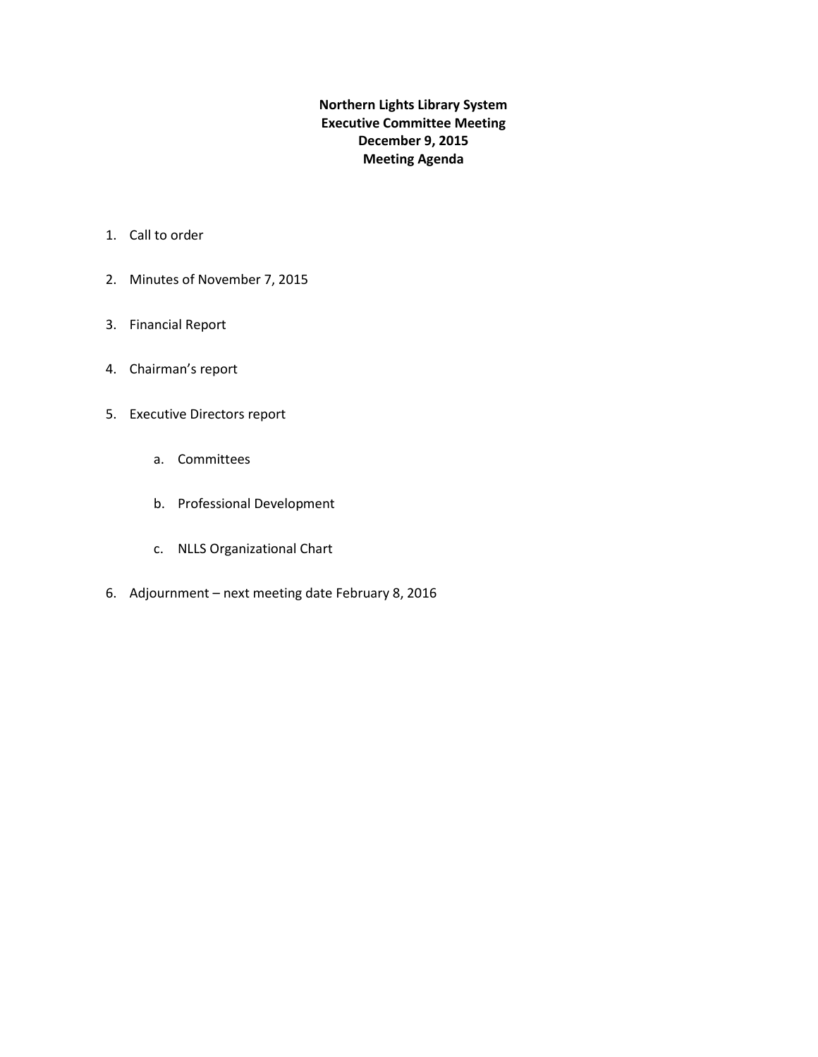# Northern Lights Library System
## Executive Committee Meeting
## December 9, 2015
## Meeting Agenda

1. Call to order

2. Minutes of November 7, 2015

3. Financial Report

4. Chairman's report

5. Executive Directors report

    a. Committees

    b. Professional Development

    c. NLLS Organizational Chart

6. Adjournment – next meeting date February 8, 2016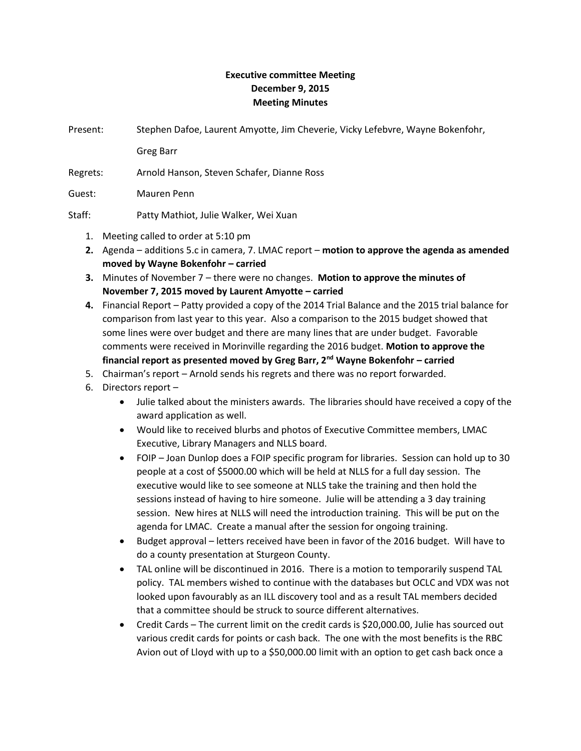**Executive committee Meeting**
**December 9, 2015**
**Meeting Minutes**

Present: Stephen Dafoe, Laurent Amyotte, Jim Cheverie, Vicky Lefebvre, Wayne Bokenfohr, Greg Barr

Regrets: Arnold Hanson, Steven Schafer, Dianne Ross

Guest: Mauren Penn

Staff: Patty Mathiot, Julie Walker, Wei Xuan

1. Meeting called to order at 5:10 pm
2. Agenda – additions 5.c in camera, 7. LMAC report – **motion to approve the agenda as amended moved by Wayne Bokenfohr – carried**
3. Minutes of November 7 – there were no changes. **Motion to approve the minutes of November 7, 2015 moved by Laurent Amyotte – carried**
4. Financial Report – Patty provided a copy of the 2014 Trial Balance and the 2015 trial balance for comparison from last year to this year. Also a comparison to the 2015 budget showed that some lines were over budget and there are many lines that are under budget. Favorable comments were received in Morinville regarding the 2016 budget. **Motion to approve the financial report as presented moved by Greg Barr, 2nd Wayne Bokenfohr – carried**
5. Chairman's report – Arnold sends his regrets and there was no report forwarded.
6. Directors report –
   - Julie talked about the ministers awards. The libraries should have received a copy of the award application as well.
   - Would like to received blurbs and photos of Executive Committee members, LMAC Executive, Library Managers and NLLS board.
   - FOIP – Joan Dunlop does a FOIP specific program for libraries. Session can hold up to 30 people at a cost of $5000.00 which will be held at NLLS for a full day session. The executive would like to see someone at NLLS take the training and then hold the sessions instead of having to hire someone. Julie will be attending a 3 day training session. New hires at NLLS will need the introduction training. This will be put on the agenda for LMAC. Create a manual after the session for ongoing training.
   - Budget approval – letters received have been in favor of the 2016 budget. Will have to do a county presentation at Sturgeon County.
   - TAL online will be discontinued in 2016. There is a motion to temporarily suspend TAL policy. TAL members wished to continue with the databases but OCLC and VDX was not looked upon favourably as an ILL discovery tool and as a result TAL members decided that a committee should be struck to source different alternatives.
   - Credit Cards – The current limit on the credit cards is $20,000.00, Julie has sourced out various credit cards for points or cash back. The one with the most benefits is the RBC Avion out of Lloyd with up to a $50,000.00 limit with an option to get cash back once a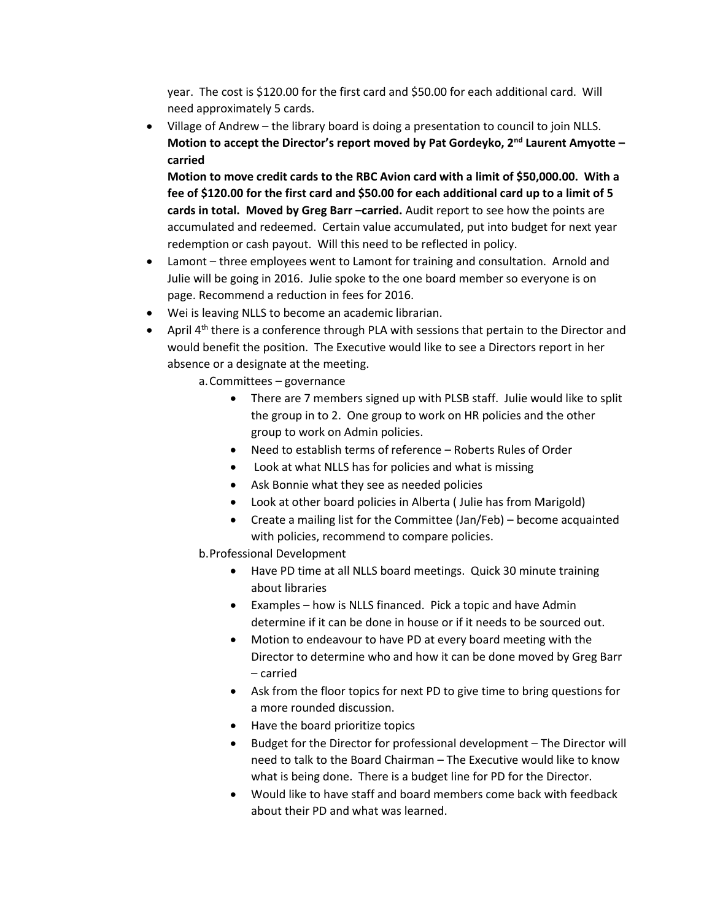year. The cost is $120.00 for the first card and $50.00 for each additional card. Will need approximately 5 cards.

- Village of Andrew – the library board is doing a presentation to council to join NLLS.
  **Motion to accept the Director's report moved by Pat Gordeyko, 2nd Laurent Amyotte – carried**
  **Motion to move credit cards to the RBC Avion card with a limit of $50,000.00. With a fee of $120.00 for the first card and $50.00 for each additional card up to a limit of 5 cards in total. Moved by Greg Barr –carried.** Audit report to see how the points are accumulated and redeemed. Certain value accumulated, put into budget for next year redemption or cash payout. Will this need to be reflected in policy.
- Lamont – three employees went to Lamont for training and consultation. Arnold and Julie will be going in 2016. Julie spoke to the one board member so everyone is on page. Recommend a reduction in fees for 2016.
- Wei is leaving NLLS to become an academic librarian.
- April 4th there is a conference through PLA with sessions that pertain to the Director and would benefit the position. The Executive would like to see a Directors report in her absence or a designate at the meeting.

  a. Committees – governance
     - There are 7 members signed up with PLSB staff. Julie would like to split the group in to 2. One group to work on HR policies and the other group to work on Admin policies.
     - Need to establish terms of reference – Roberts Rules of Order
     - Look at what NLLS has for policies and what is missing
     - Ask Bonnie what they see as needed policies
     - Look at other board policies in Alberta ( Julie has from Marigold)
     - Create a mailing list for the Committee (Jan/Feb) – become acquainted with policies, recommend to compare policies.

  b. Professional Development
     - Have PD time at all NLLS board meetings. Quick 30 minute training about libraries
     - Examples – how is NLLS financed. Pick a topic and have Admin determine if it can be done in house or if it needs to be sourced out.
     - Motion to endeavour to have PD at every board meeting with the Director to determine who and how it can be done moved by Greg Barr – carried
     - Ask from the floor topics for next PD to give time to bring questions for a more rounded discussion.
     - Have the board prioritize topics
     - Budget for the Director for professional development – The Director will need to talk to the Board Chairman – The Executive would like to know what is being done. There is a budget line for PD for the Director.
     - Would like to have staff and board members come back with feedback about their PD and what was learned.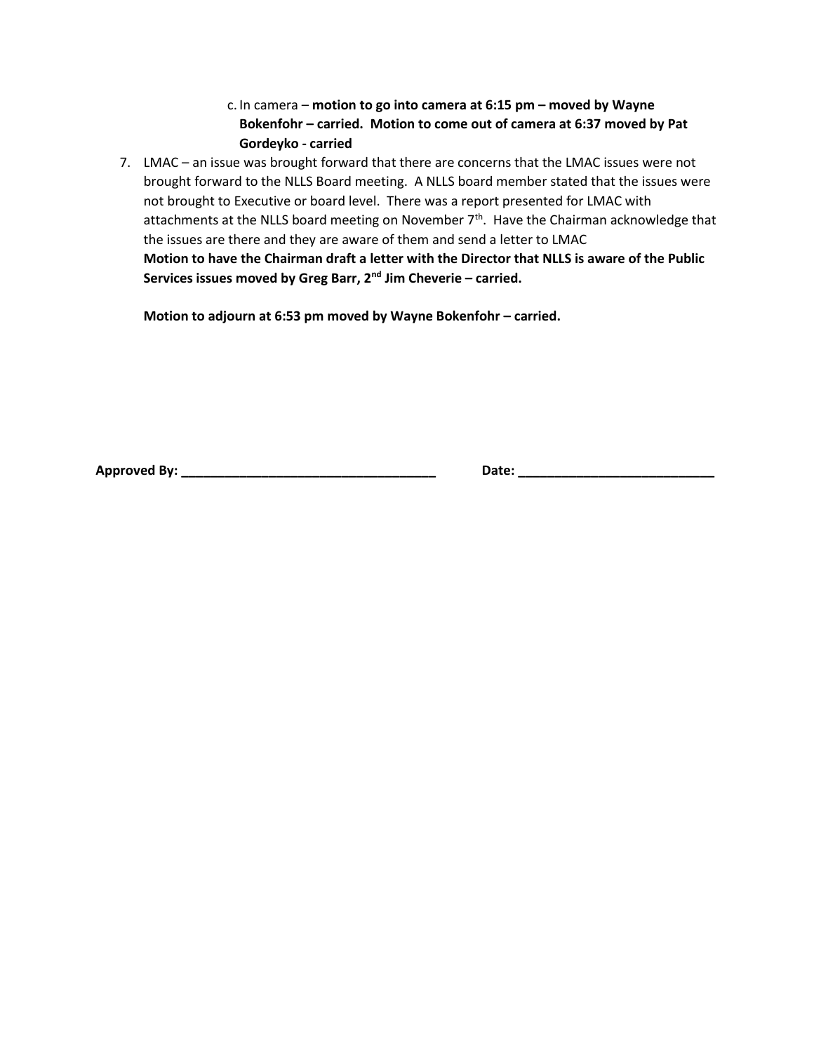c. In camera – **motion to go into camera at 6:15 pm – moved by Wayne Bokenfohr – carried. Motion to come out of camera at 6:37 moved by Pat Gordeyko - carried**

7. LMAC – an issue was brought forward that there are concerns that the LMAC issues were not brought forward to the NLLS Board meeting. A NLLS board member stated that the issues were not brought to Executive or board level. There was a report presented for LMAC with attachments at the NLLS board meeting on November 7th. Have the Chairman acknowledge that the issues are there and they are aware of them and send a letter to LMAC
   **Motion to have the Chairman draft a letter with the Director that NLLS is aware of the Public Services issues moved by Greg Barr, 2nd Jim Cheverie – carried.**

   **Motion to adjourn at 6:53 pm moved by Wayne Bokenfohr – carried.**

**Approved By:** ___________________________________ **Date:** ___________________________